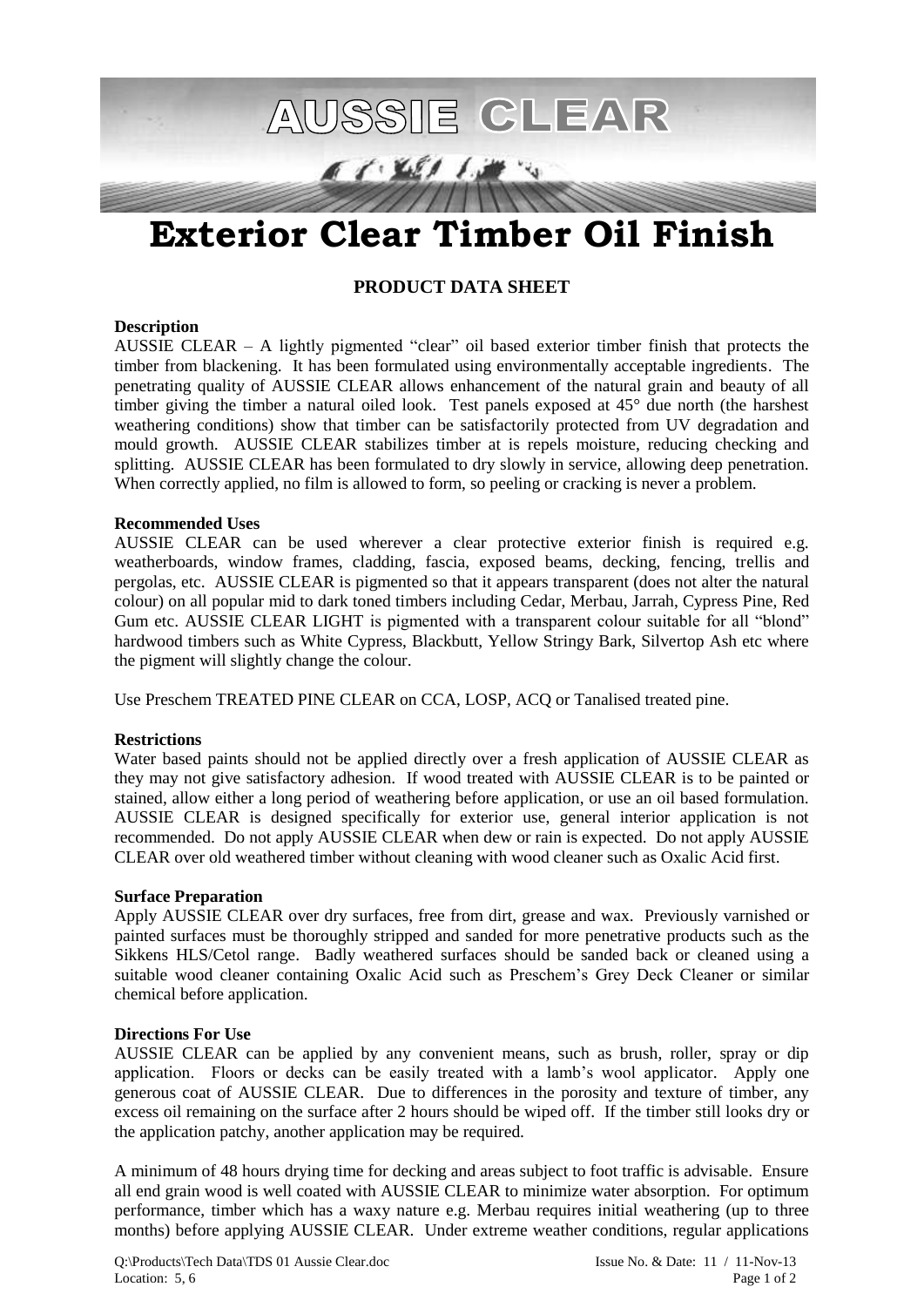# AUSSIE CLEAR

# Exterior Clear Timber Oil Finish

## PRODUCT DATA SHEET

**Description**

AUSSIE CLEAR – A lightly pigmented "clear" oil based exterior timber finish that protects the timber from blackening. It has been formulated using environmentally acceptable ingredients. The penetrating quality of AUSSIE CLEAR allows enhancement of the natural grain and beauty of all timber giving the timber a natural oiled look. Test panels exposed at 45° due north (the harshest weathering conditions) show that timber can be satisfactorily protected from UV degradation and mould growth. AUSSIE CLEAR stabilizes timber at is repels moisture, reducing checking and splitting. AUSSIE CLEAR has been formulated to dry slowly in service, allowing deep penetration. When correctly applied, no film is allowed to form, so peeling or cracking is never a problem.

**Recommended Uses**

AUSSIE CLEAR can be used wherever a clear protective exterior finish is required e.g. weatherboards, window frames, cladding, fascia, exposed beams, decking, fencing, trellis and pergolas, etc. AUSSIE CLEAR is pigmented so that it appears transparent (does not alter the natural colour) on all popular mid to dark toned timbers including Cedar, Merbau, Jarrah, Cypress Pine, Red Gum etc. AUSSIE CLEAR LIGHT is pigmented with a transparent colour suitable for all "blond" hardwood timbers such as White Cypress, Blackbutt, Yellow Stringy Bark, Silvertop Ash etc where the pigment will slightly change the colour.

Use Preschem TREATED PINE CLEAR on CCA, LOSP, ACQ or Tanalised treated pine.

**Restrictions**

Water based paints should not be applied directly over a fresh application of AUSSIE CLEAR as they may not give satisfactory adhesion. If wood treated with AUSSIE CLEAR is to be painted or stained, allow either a long period of weathering before application, or use an oil based formulation. AUSSIE CLEAR is designed specifically for exterior use, general interior application is not recommended. Do not apply AUSSIE CLEAR when dew or rain is expected. Do not apply AUSSIE CLEAR over old weathered timber without cleaning with wood cleaner such as Oxalic Acid first.

**Surface Preparation**

Apply AUSSIE CLEAR over dry surfaces, free from dirt, grease and wax. Previously varnished or painted surfaces must be thoroughly stripped and sanded for more penetrative products such as the Sikkens HLS/Cetol range. Badly weathered surfaces should be sanded back or cleaned using a suitable wood cleaner containing Oxalic Acid such as Preschem's Grey Deck Cleaner or similar chemical before application.

**Directions For Use**

AUSSIE CLEAR can be applied by any convenient means, such as brush, roller, spray or dip application. Floors or decks can be easily treated with a lamb's wool applicator. Apply one generous coat of AUSSIE CLEAR. Due to differences in the porosity and texture of timber, any excess oil remaining on the surface after 2 hours should be wiped off. If the timber still looks dry or the application patchy, another application may be required.

A minimum of 48 hours drying time for decking and areas subject to foot traffic is advisable. Ensure all end grain wood is well coated with AUSSIE CLEAR to minimize water absorption. For optimum performance, timber which has a waxy nature e.g. Merbau requires initial weathering (up to three months) before applying AUSSIE CLEAR. Under extreme weather conditions, regular applications

Q:\Products\Tech Data\TDS 01 Aussie Clear.doc | Issue No. & Date: 11 / 11-Nov-13
Location: 5, 6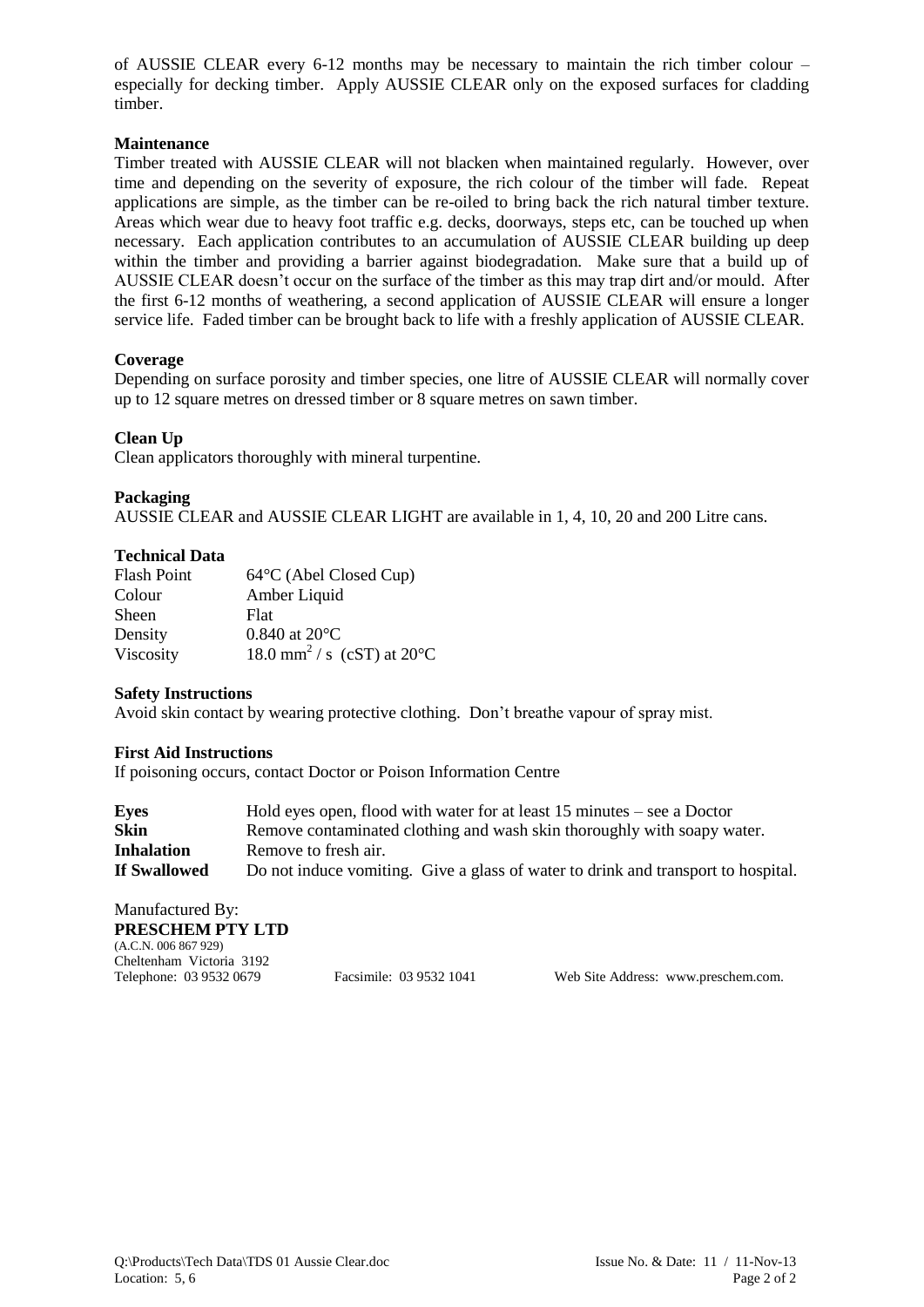of AUSSIE CLEAR every 6-12 months may be necessary to maintain the rich timber colour – especially for decking timber. Apply AUSSIE CLEAR only on the exposed surfaces for cladding timber.

**Maintenance**

Timber treated with AUSSIE CLEAR will not blacken when maintained regularly. However, over time and depending on the severity of exposure, the rich colour of the timber will fade. Repeat applications are simple, as the timber can be re-oiled to bring back the rich natural timber texture. Areas which wear due to heavy foot traffic e.g. decks, doorways, steps etc, can be touched up when necessary. Each application contributes to an accumulation of AUSSIE CLEAR building up deep within the timber and providing a barrier against biodegradation. Make sure that a build up of AUSSIE CLEAR doesn't occur on the surface of the timber as this may trap dirt and/or mould. After the first 6-12 months of weathering, a second application of AUSSIE CLEAR will ensure a longer service life. Faded timber can be brought back to life with a freshly application of AUSSIE CLEAR.

**Coverage**

Depending on surface porosity and timber species, one litre of AUSSIE CLEAR will normally cover up to 12 square metres on dressed timber or 8 square metres on sawn timber.

**Clean Up**

Clean applicators thoroughly with mineral turpentine.

**Packaging**

AUSSIE CLEAR and AUSSIE CLEAR LIGHT are available in 1, 4, 10, 20 and 200 Litre cans.

**Technical Data**

| | |
|---|---|
| Flash Point | 64°C (Abel Closed Cup) |
| Colour | Amber Liquid |
| Sheen | Flat |
| Density | 0.840 at 20°C |
| Viscosity | 18.0 $mm^2$ / s (cST) at 20°C |

**Safety Instructions**

Avoid skin contact by wearing protective clothing. Don't breathe vapour of spray mist.

**First Aid Instructions**

If poisoning occurs, contact Doctor or Poison Information Centre

| | |
|---|---|
| **Eyes** | Hold eyes open, flood with water for at least 15 minutes – see a Doctor |
| **Skin** | Remove contaminated clothing and wash skin thoroughly with soapy water. |
| **Inhalation** | Remove to fresh air. |
| **If Swallowed** | Do not induce vomiting. Give a glass of water to drink and transport to hospital. |

Manufactured By:
**PRESCHEM PTY LTD**
(A.C.N. 006 867 929)
Cheltenham Victoria 3192
Telephone: 03 9532 0679 Facsimile: 03 9532 1041 Web Site Address: www.preschem.com.

Q:\Products\Tech Data\TDS 01 Aussie Clear.doc Issue No. & Date: 11 / 11-Nov-13
Location: 5, 6